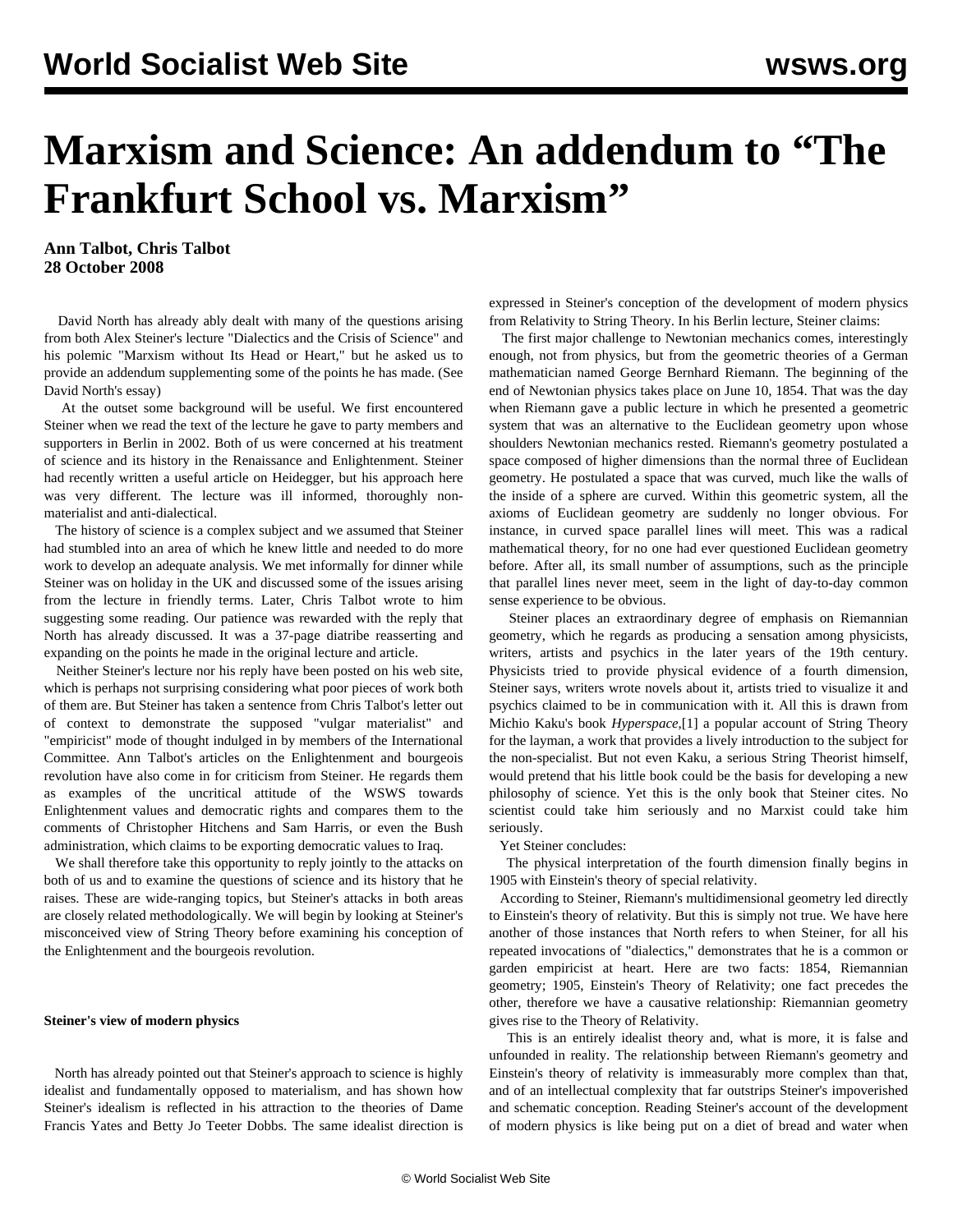# Marxism and Science: An addendum to "The Frankfurt School vs. Marxism"

**Ann Talbot, Chris Talbot**
**28 October 2008**

David North has already ably dealt with many of the questions arising from both Alex Steiner's lecture "Dialectics and the Crisis of Science" and his polemic "Marxism without Its Head or Heart," but he asked us to provide an addendum supplementing some of the points he has made. (See David North's essay)

At the outset some background will be useful. We first encountered Steiner when we read the text of the lecture he gave to party members and supporters in Berlin in 2002. Both of us were concerned at his treatment of science and its history in the Renaissance and Enlightenment. Steiner had recently written a useful article on Heidegger, but his approach here was very different. The lecture was ill informed, thoroughly non-materialist and anti-dialectical.

The history of science is a complex subject and we assumed that Steiner had stumbled into an area of which he knew little and needed to do more work to develop an adequate analysis. We met informally for dinner while Steiner was on holiday in the UK and discussed some of the issues arising from the lecture in friendly terms. Later, Chris Talbot wrote to him suggesting some reading. Our patience was rewarded with the reply that North has already discussed. It was a 37-page diatribe reasserting and expanding on the points he made in the original lecture and article.

Neither Steiner's lecture nor his reply have been posted on his web site, which is perhaps not surprising considering what poor pieces of work both of them are. But Steiner has taken a sentence from Chris Talbot's letter out of context to demonstrate the supposed "vulgar materialist" and "empiricist" mode of thought indulged in by members of the International Committee. Ann Talbot's articles on the Enlightenment and bourgeois revolution have also come in for criticism from Steiner. He regards them as examples of the uncritical attitude of the WSWS towards Enlightenment values and democratic rights and compares them to the comments of Christopher Hitchens and Sam Harris, or even the Bush administration, which claims to be exporting democratic values to Iraq.

We shall therefore take this opportunity to reply jointly to the attacks on both of us and to examine the questions of science and its history that he raises. These are wide-ranging topics, but Steiner's attacks in both areas are closely related methodologically. We will begin by looking at Steiner's misconceived view of String Theory before examining his conception of the Enlightenment and the bourgeois revolution.

**Steiner's view of modern physics**

North has already pointed out that Steiner's approach to science is highly idealist and fundamentally opposed to materialism, and has shown how Steiner's idealism is reflected in his attraction to the theories of Dame Francis Yates and Betty Jo Teeter Dobbs. The same idealist direction is expressed in Steiner's conception of the development of modern physics from Relativity to String Theory. In his Berlin lecture, Steiner claims:

> The first major challenge to Newtonian mechanics comes, interestingly enough, not from physics, but from the geometric theories of a German mathematician named George Bernhard Riemann. The beginning of the end of Newtonian physics takes place on June 10, 1854. That was the day when Riemann gave a public lecture in which he presented a geometric system that was an alternative to the Euclidean geometry upon whose shoulders Newtonian mechanics rested. Riemann's geometry postulated a space composed of higher dimensions than the normal three of Euclidean geometry. He postulated a space that was curved, much like the walls of the inside of a sphere are curved. Within this geometric system, all the axioms of Euclidean geometry are suddenly no longer obvious. For instance, in curved space parallel lines will meet. This was a radical mathematical theory, for no one had ever questioned Euclidean geometry before. After all, its small number of assumptions, such as the principle that parallel lines never meet, seem in the light of day-to-day common sense experience to be obvious.

Steiner places an extraordinary degree of emphasis on Riemannian geometry, which he regards as producing a sensation among physicists, writers, artists and psychics in the later years of the 19th century. Physicists tried to provide physical evidence of a fourth dimension, Steiner says, writers wrote novels about it, artists tried to visualize it and psychics claimed to be in communication with it. All this is drawn from Michio Kaku's book *Hyperspace*,[1] a popular account of String Theory for the layman, a work that provides a lively introduction to the subject for the non-specialist. But not even Kaku, a serious String Theorist himself, would pretend that his little book could be the basis for developing a new philosophy of science. Yet this is the only book that Steiner cites. No scientist could take him seriously and no Marxist could take him seriously.

Yet Steiner concludes:

> The physical interpretation of the fourth dimension finally begins in 1905 with Einstein's theory of special relativity.

According to Steiner, Riemann's multidimensional geometry led directly to Einstein's theory of relativity. But this is simply not true. We have here another of those instances that North refers to when Steiner, for all his repeated invocations of "dialectics," demonstrates that he is a common or garden empiricist at heart. Here are two facts: 1854, Riemannian geometry; 1905, Einstein's Theory of Relativity; one fact precedes the other, therefore we have a causative relationship: Riemannian geometry gives rise to the Theory of Relativity.

This is an entirely idealist theory and, what is more, it is false and unfounded in reality. The relationship between Riemann's geometry and Einstein's theory of relativity is immeasurably more complex than that, and of an intellectual complexity that far outstrips Steiner's impoverished and schematic conception. Reading Steiner's account of the development of modern physics is like being put on a diet of bread and water when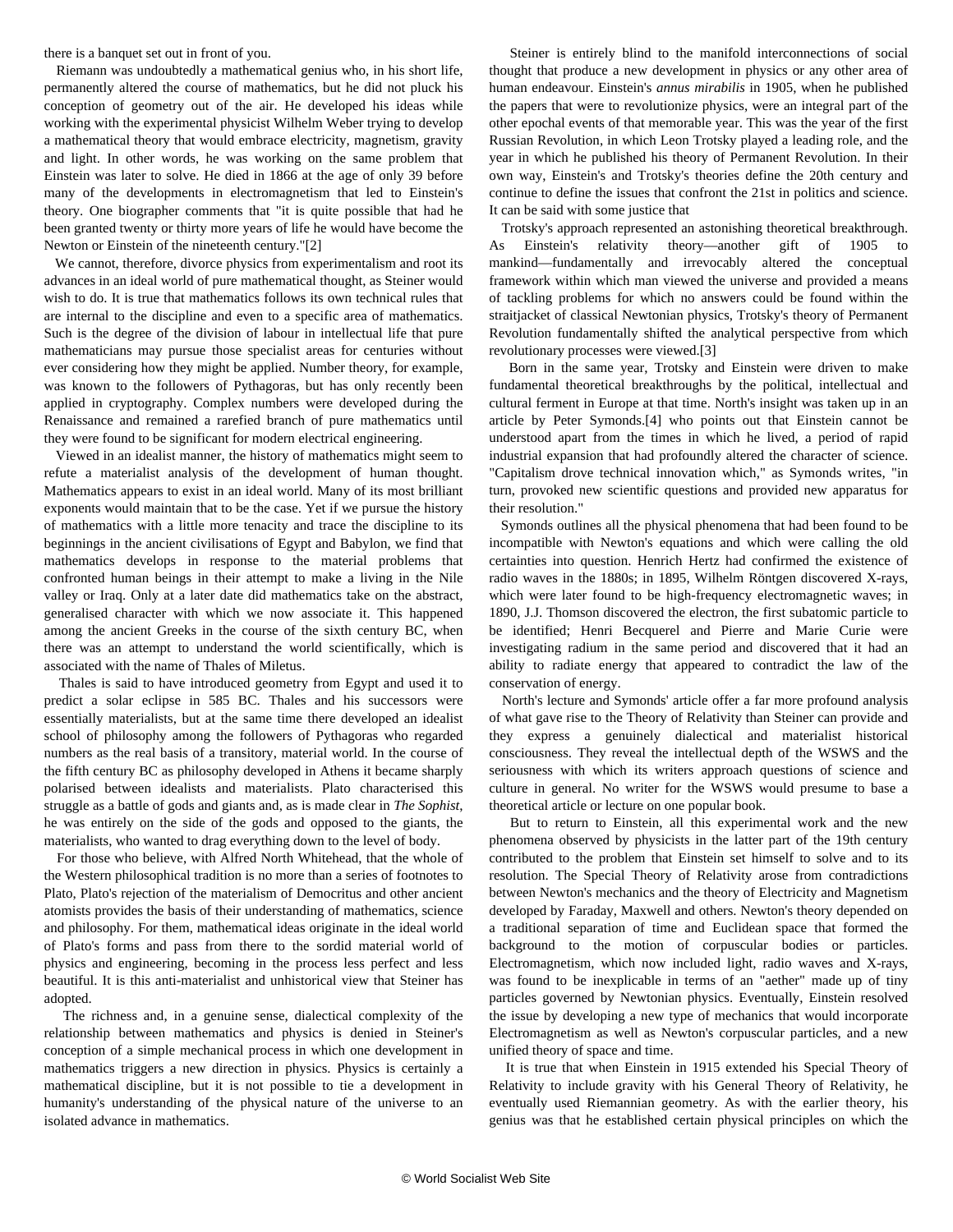there is a banquet set out in front of you.

Riemann was undoubtedly a mathematical genius who, in his short life, permanently altered the course of mathematics, but he did not pluck his conception of geometry out of the air. He developed his ideas while working with the experimental physicist Wilhelm Weber trying to develop a mathematical theory that would embrace electricity, magnetism, gravity and light. In other words, he was working on the same problem that Einstein was later to solve. He died in 1866 at the age of only 39 before many of the developments in electromagnetism that led to Einstein's theory. One biographer comments that "it is quite possible that had he been granted twenty or thirty more years of life he would have become the Newton or Einstein of the nineteenth century."[2]

We cannot, therefore, divorce physics from experimentalism and root its advances in an ideal world of pure mathematical thought, as Steiner would wish to do. It is true that mathematics follows its own technical rules that are internal to the discipline and even to a specific area of mathematics. Such is the degree of the division of labour in intellectual life that pure mathematicians may pursue those specialist areas for centuries without ever considering how they might be applied. Number theory, for example, was known to the followers of Pythagoras, but has only recently been applied in cryptography. Complex numbers were developed during the Renaissance and remained a rarefied branch of pure mathematics until they were found to be significant for modern electrical engineering.

Viewed in an idealist manner, the history of mathematics might seem to refute a materialist analysis of the development of human thought. Mathematics appears to exist in an ideal world. Many of its most brilliant exponents would maintain that to be the case. Yet if we pursue the history of mathematics with a little more tenacity and trace the discipline to its beginnings in the ancient civilisations of Egypt and Babylon, we find that mathematics develops in response to the material problems that confronted human beings in their attempt to make a living in the Nile valley or Iraq. Only at a later date did mathematics take on the abstract, generalised character with which we now associate it. This happened among the ancient Greeks in the course of the sixth century BC, when there was an attempt to understand the world scientifically, which is associated with the name of Thales of Miletus.

Thales is said to have introduced geometry from Egypt and used it to predict a solar eclipse in 585 BC. Thales and his successors were essentially materialists, but at the same time there developed an idealist school of philosophy among the followers of Pythagoras who regarded numbers as the real basis of a transitory, material world. In the course of the fifth century BC as philosophy developed in Athens it became sharply polarised between idealists and materialists. Plato characterised this struggle as a battle of gods and giants and, as is made clear in *The Sophist*, he was entirely on the side of the gods and opposed to the giants, the materialists, who wanted to drag everything down to the level of body.

For those who believe, with Alfred North Whitehead, that the whole of the Western philosophical tradition is no more than a series of footnotes to Plato, Plato's rejection of the materialism of Democritus and other ancient atomists provides the basis of their understanding of mathematics, science and philosophy. For them, mathematical ideas originate in the ideal world of Plato's forms and pass from there to the sordid material world of physics and engineering, becoming in the process less perfect and less beautiful. It is this anti-materialist and unhistorical view that Steiner has adopted.

The richness and, in a genuine sense, dialectical complexity of the relationship between mathematics and physics is denied in Steiner's conception of a simple mechanical process in which one development in mathematics triggers a new direction in physics. Physics is certainly a mathematical discipline, but it is not possible to tie a development in humanity's understanding of the physical nature of the universe to an isolated advance in mathematics.

Steiner is entirely blind to the manifold interconnections of social thought that produce a new development in physics or any other area of human endeavour. Einstein's *annus mirabilis* in 1905, when he published the papers that were to revolutionize physics, were an integral part of the other epochal events of that memorable year. This was the year of the first Russian Revolution, in which Leon Trotsky played a leading role, and the year in which he published his theory of Permanent Revolution. In their own way, Einstein's and Trotsky's theories define the 20th century and continue to define the issues that confront the 21st in politics and science. It can be said with some justice that

Trotsky's approach represented an astonishing theoretical breakthrough. As Einstein's relativity theory—another gift of 1905 to mankind—fundamentally and irrevocably altered the conceptual framework within which man viewed the universe and provided a means of tackling problems for which no answers could be found within the straitjacket of classical Newtonian physics, Trotsky's theory of Permanent Revolution fundamentally shifted the analytical perspective from which revolutionary processes were viewed.[3]

Born in the same year, Trotsky and Einstein were driven to make fundamental theoretical breakthroughs by the political, intellectual and cultural ferment in Europe at that time. North's insight was taken up in an article by Peter Symonds.[4] who points out that Einstein cannot be understood apart from the times in which he lived, a period of rapid industrial expansion that had profoundly altered the character of science. "Capitalism drove technical innovation which," as Symonds writes, "in turn, provoked new scientific questions and provided new apparatus for their resolution."

Symonds outlines all the physical phenomena that had been found to be incompatible with Newton's equations and which were calling the old certainties into question. Henrich Hertz had confirmed the existence of radio waves in the 1880s; in 1895, Wilhelm Röntgen discovered X-rays, which were later found to be high-frequency electromagnetic waves; in 1890, J.J. Thomson discovered the electron, the first subatomic particle to be identified; Henri Becquerel and Pierre and Marie Curie were investigating radium in the same period and discovered that it had an ability to radiate energy that appeared to contradict the law of the conservation of energy.

North's lecture and Symonds' article offer a far more profound analysis of what gave rise to the Theory of Relativity than Steiner can provide and they express a genuinely dialectical and materialist historical consciousness. They reveal the intellectual depth of the WSWS and the seriousness with which its writers approach questions of science and culture in general. No writer for the WSWS would presume to base a theoretical article or lecture on one popular book.

But to return to Einstein, all this experimental work and the new phenomena observed by physicists in the latter part of the 19th century contributed to the problem that Einstein set himself to solve and to its resolution. The Special Theory of Relativity arose from contradictions between Newton's mechanics and the theory of Electricity and Magnetism developed by Faraday, Maxwell and others. Newton's theory depended on a traditional separation of time and Euclidean space that formed the background to the motion of corpuscular bodies or particles. Electromagnetism, which now included light, radio waves and X-rays, was found to be inexplicable in terms of an "aether" made up of tiny particles governed by Newtonian physics. Eventually, Einstein resolved the issue by developing a new type of mechanics that would incorporate Electromagnetism as well as Newton's corpuscular particles, and a new unified theory of space and time.

It is true that when Einstein in 1915 extended his Special Theory of Relativity to include gravity with his General Theory of Relativity, he eventually used Riemannian geometry. As with the earlier theory, his genius was that he established certain physical principles on which the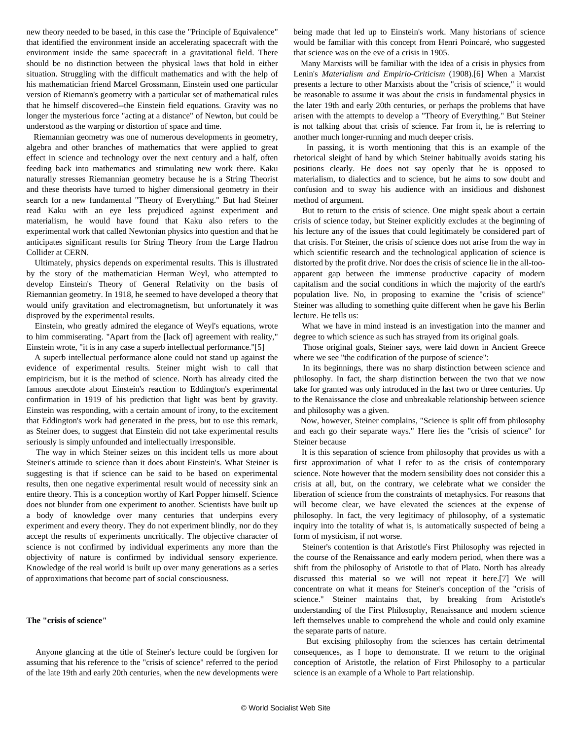new theory needed to be based, in this case the "Principle of Equivalence" that identified the environment inside an accelerating spacecraft with the environment inside the same spacecraft in a gravitational field. There should be no distinction between the physical laws that hold in either situation. Struggling with the difficult mathematics and with the help of his mathematician friend Marcel Grossmann, Einstein used one particular version of Riemann's geometry with a particular set of mathematical rules that he himself discovered--the Einstein field equations. Gravity was no longer the mysterious force "acting at a distance" of Newton, but could be understood as the warping or distortion of space and time.

Riemannian geometry was one of numerous developments in geometry, algebra and other branches of mathematics that were applied to great effect in science and technology over the next century and a half, often feeding back into mathematics and stimulating new work there. Kaku naturally stresses Riemannian geometry because he is a String Theorist and these theorists have turned to higher dimensional geometry in their search for a new fundamental "Theory of Everything." But had Steiner read Kaku with an eye less prejudiced against experiment and materialism, he would have found that Kaku also refers to the experimental work that called Newtonian physics into question and that he anticipates significant results for String Theory from the Large Hadron Collider at CERN.

Ultimately, physics depends on experimental results. This is illustrated by the story of the mathematician Herman Weyl, who attempted to develop Einstein's Theory of General Relativity on the basis of Riemannian geometry. In 1918, he seemed to have developed a theory that would unify gravitation and electromagnetism, but unfortunately it was disproved by the experimental results.

Einstein, who greatly admired the elegance of Weyl's equations, wrote to him commiserating. "Apart from the [lack of] agreement with reality," Einstein wrote, "it is in any case a superb intellectual performance."[5]

A superb intellectual performance alone could not stand up against the evidence of experimental results. Steiner might wish to call that empiricism, but it is the method of science. North has already cited the famous anecdote about Einstein's reaction to Eddington's experimental confirmation in 1919 of his prediction that light was bent by gravity. Einstein was responding, with a certain amount of irony, to the excitement that Eddington's work had generated in the press, but to use this remark, as Steiner does, to suggest that Einstein did not take experimental results seriously is simply unfounded and intellectually irresponsible.

The way in which Steiner seizes on this incident tells us more about Steiner's attitude to science than it does about Einstein's. What Steiner is suggesting is that if science can be said to be based on experimental results, then one negative experimental result would of necessity sink an entire theory. This is a conception worthy of Karl Popper himself. Science does not blunder from one experiment to another. Scientists have built up a body of knowledge over many centuries that underpins every experiment and every theory. They do not experiment blindly, nor do they accept the results of experiments uncritically. The objective character of science is not confirmed by individual experiments any more than the objectivity of nature is confirmed by individual sensory experience. Knowledge of the real world is built up over many generations as a series of approximations that become part of social consciousness.

**The "crisis of science"**

Anyone glancing at the title of Steiner's lecture could be forgiven for assuming that his reference to the "crisis of science" referred to the period of the late 19th and early 20th centuries, when the new developments were being made that led up to Einstein's work. Many historians of science would be familiar with this concept from Henri Poincaré, who suggested that science was on the eve of a crisis in 1905.

Many Marxists will be familiar with the idea of a crisis in physics from Lenin's *Materialism and Empirio-Criticism* (1908).[6] When a Marxist presents a lecture to other Marxists about the "crisis of science," it would be reasonable to assume it was about the crisis in fundamental physics in the later 19th and early 20th centuries, or perhaps the problems that have arisen with the attempts to develop a "Theory of Everything." But Steiner is not talking about that crisis of science. Far from it, he is referring to another much longer-running and much deeper crisis.

In passing, it is worth mentioning that this is an example of the rhetorical sleight of hand by which Steiner habitually avoids stating his positions clearly. He does not say openly that he is opposed to materialism, to dialectics and to science, but he aims to sow doubt and confusion and to sway his audience with an insidious and dishonest method of argument.

But to return to the crisis of science. One might speak about a certain crisis of science today, but Steiner explicitly excludes at the beginning of his lecture any of the issues that could legitimately be considered part of that crisis. For Steiner, the crisis of science does not arise from the way in which scientific research and the technological application of science is distorted by the profit drive. Nor does the crisis of science lie in the all-too-apparent gap between the immense productive capacity of modern capitalism and the social conditions in which the majority of the earth's population live. No, in proposing to examine the "crisis of science" Steiner was alluding to something quite different when he gave his Berlin lecture. He tells us:

What we have in mind instead is an investigation into the manner and degree to which science as such has strayed from its original goals.

Those original goals, Steiner says, were laid down in Ancient Greece where we see "the codification of the purpose of science":

In its beginnings, there was no sharp distinction between science and philosophy. In fact, the sharp distinction between the two that we now take for granted was only introduced in the last two or three centuries. Up to the Renaissance the close and unbreakable relationship between science and philosophy was a given.

Now, however, Steiner complains, "Science is split off from philosophy and each go their separate ways." Here lies the "crisis of science" for Steiner because

It is this separation of science from philosophy that provides us with a first approximation of what I refer to as the crisis of contemporary science. Note however that the modern sensibility does not consider this a crisis at all, but, on the contrary, we celebrate what we consider the liberation of science from the constraints of metaphysics. For reasons that will become clear, we have elevated the sciences at the expense of philosophy. In fact, the very legitimacy of philosophy, of a systematic inquiry into the totality of what is, is automatically suspected of being a form of mysticism, if not worse.

Steiner's contention is that Aristotle's First Philosophy was rejected in the course of the Renaissance and early modern period, when there was a shift from the philosophy of Aristotle to that of Plato. North has already discussed this material so we will not repeat it here.[7] We will concentrate on what it means for Steiner's conception of the "crisis of science." Steiner maintains that, by breaking from Aristotle's understanding of the First Philosophy, Renaissance and modern science left themselves unable to comprehend the whole and could only examine the separate parts of nature.

But excising philosophy from the sciences has certain detrimental consequences, as I hope to demonstrate. If we return to the original conception of Aristotle, the relation of First Philosophy to a particular science is an example of a Whole to Part relationship.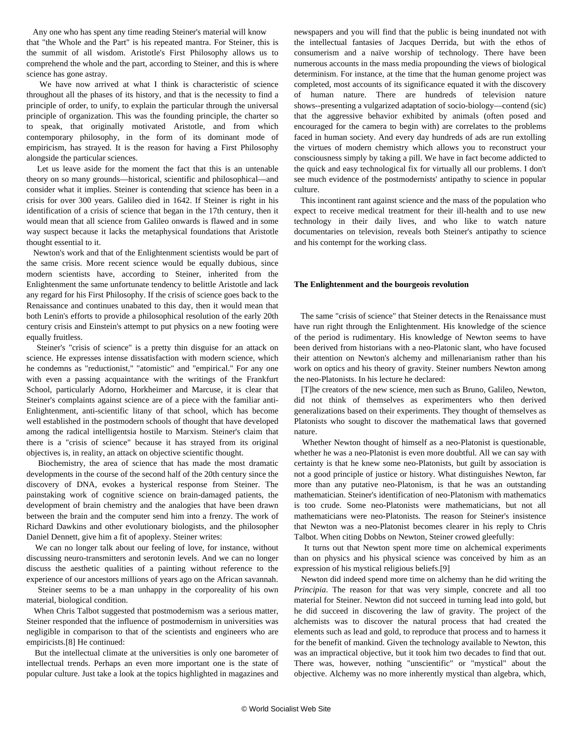Any one who has spent any time reading Steiner's material will know that "the Whole and the Part" is his repeated mantra. For Steiner, this is the summit of all wisdom. Aristotle's First Philosophy allows us to comprehend the whole and the part, according to Steiner, and this is where science has gone astray.

We have now arrived at what I think is characteristic of science throughout all the phases of its history, and that is the necessity to find a principle of order, to unify, to explain the particular through the universal principle of organization. This was the founding principle, the charter so to speak, that originally motivated Aristotle, and from which contemporary philosophy, in the form of its dominant mode of empiricism, has strayed. It is the reason for having a First Philosophy alongside the particular sciences.

Let us leave aside for the moment the fact that this is an untenable theory on so many grounds—historical, scientific and philosophical—and consider what it implies. Steiner is contending that science has been in a crisis for over 300 years. Galileo died in 1642. If Steiner is right in his identification of a crisis of science that began in the 17th century, then it would mean that all science from Galileo onwards is flawed and in some way suspect because it lacks the metaphysical foundations that Aristotle thought essential to it.

Newton's work and that of the Enlightenment scientists would be part of the same crisis. More recent science would be equally dubious, since modern scientists have, according to Steiner, inherited from the Enlightenment the same unfortunate tendency to belittle Aristotle and lack any regard for his First Philosophy. If the crisis of science goes back to the Renaissance and continues unabated to this day, then it would mean that both Lenin's efforts to provide a philosophical resolution of the early 20th century crisis and Einstein's attempt to put physics on a new footing were equally fruitless.

Steiner's "crisis of science" is a pretty thin disguise for an attack on science. He expresses intense dissatisfaction with modern science, which he condemns as "reductionist," "atomistic" and "empirical." For any one with even a passing acquaintance with the writings of the Frankfurt School, particularly Adorno, Horkheimer and Marcuse, it is clear that Steiner's complaints against science are of a piece with the familiar anti-Enlightenment, anti-scientific litany of that school, which has become well established in the postmodern schools of thought that have developed among the radical intelligentsia hostile to Marxism. Steiner's claim that there is a "crisis of science" because it has strayed from its original objectives is, in reality, an attack on objective scientific thought.

Biochemistry, the area of science that has made the most dramatic developments in the course of the second half of the 20th century since the discovery of DNA, evokes a hysterical response from Steiner. The painstaking work of cognitive science on brain-damaged patients, the development of brain chemistry and the analogies that have been drawn between the brain and the computer send him into a frenzy. The work of Richard Dawkins and other evolutionary biologists, and the philosopher Daniel Dennett, give him a fit of apoplexy. Steiner writes:

We can no longer talk about our feeling of love, for instance, without discussing neuro-transmitters and serotonin levels. And we can no longer discuss the aesthetic qualities of a painting without reference to the experience of our ancestors millions of years ago on the African savannah.

Steiner seems to be a man unhappy in the corporeality of his own material, biological condition.

When Chris Talbot suggested that postmodernism was a serious matter, Steiner responded that the influence of postmodernism in universities was negligible in comparison to that of the scientists and engineers who are empiricists.[8] He continued:

But the intellectual climate at the universities is only one barometer of intellectual trends. Perhaps an even more important one is the state of popular culture. Just take a look at the topics highlighted in magazines and newspapers and you will find that the public is being inundated not with the intellectual fantasies of Jacques Derrida, but with the ethos of consumerism and a naïve worship of technology. There have been numerous accounts in the mass media propounding the views of biological determinism. For instance, at the time that the human genome project was completed, most accounts of its significance equated it with the discovery of human nature. There are hundreds of television nature shows--presenting a vulgarized adaptation of socio-biology—contend (sic) that the aggressive behavior exhibited by animals (often posed and encouraged for the camera to begin with) are correlates to the problems faced in human society. And every day hundreds of ads are run extolling the virtues of modern chemistry which allows you to reconstruct your consciousness simply by taking a pill. We have in fact become addicted to the quick and easy technological fix for virtually all our problems. I don't see much evidence of the postmodernists' antipathy to science in popular culture.

This incontinent rant against science and the mass of the population who expect to receive medical treatment for their ill-health and to use new technology in their daily lives, and who like to watch nature documentaries on television, reveals both Steiner's antipathy to science and his contempt for the working class.

**The Enlightenment and the bourgeois revolution**

The same "crisis of science" that Steiner detects in the Renaissance must have run right through the Enlightenment. His knowledge of the science of the period is rudimentary. His knowledge of Newton seems to have been derived from historians with a neo-Platonic slant, who have focused their attention on Newton's alchemy and millenarianism rather than his work on optics and his theory of gravity. Steiner numbers Newton among the neo-Platonists. In his lecture he declared:

[T]he creators of the new science, men such as Bruno, Galileo, Newton, did not think of themselves as experimenters who then derived generalizations based on their experiments. They thought of themselves as Platonists who sought to discover the mathematical laws that governed nature.

Whether Newton thought of himself as a neo-Platonist is questionable, whether he was a neo-Platonist is even more doubtful. All we can say with certainty is that he knew some neo-Platonists, but guilt by association is not a good principle of justice or history. What distinguishes Newton, far more than any putative neo-Platonism, is that he was an outstanding mathematician. Steiner's identification of neo-Platonism with mathematics is too crude. Some neo-Platonists were mathematicians, but not all mathematicians were neo-Platonists. The reason for Steiner's insistence that Newton was a neo-Platonist becomes clearer in his reply to Chris Talbot. When citing Dobbs on Newton, Steiner crowed gleefully:

It turns out that Newton spent more time on alchemical experiments than on physics and his physical science was conceived by him as an expression of his mystical religious beliefs.[9]

Newton did indeed spend more time on alchemy than he did writing the *Principia*. The reason for that was very simple, concrete and all too material for Steiner. Newton did not succeed in turning lead into gold, but he did succeed in discovering the law of gravity. The project of the alchemists was to discover the natural process that had created the elements such as lead and gold, to reproduce that process and to harness it for the benefit of mankind. Given the technology available to Newton, this was an impractical objective, but it took him two decades to find that out. There was, however, nothing "unscientific" or "mystical" about the objective. Alchemy was no more inherently mystical than algebra, which,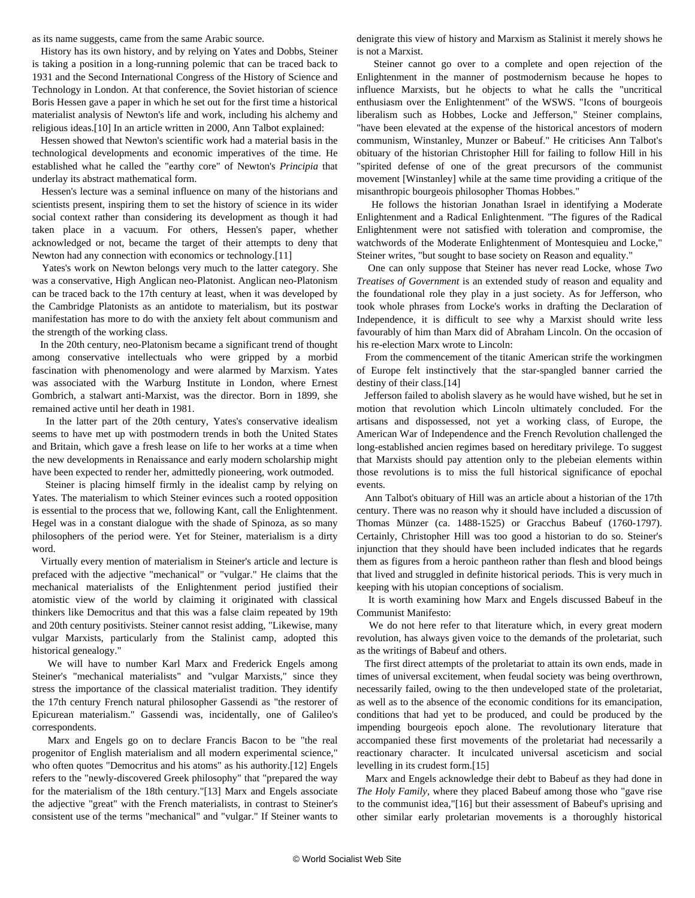as its name suggests, came from the same Arabic source.

History has its own history, and by relying on Yates and Dobbs, Steiner is taking a position in a long-running polemic that can be traced back to 1931 and the Second International Congress of the History of Science and Technology in London. At that conference, the Soviet historian of science Boris Hessen gave a paper in which he set out for the first time a historical materialist analysis of Newton's life and work, including his alchemy and religious ideas.[10] In an article written in 2000, Ann Talbot explained:

Hessen showed that Newton's scientific work had a material basis in the technological developments and economic imperatives of the time. He established what he called the "earthy core" of Newton's *Principia* that underlay its abstract mathematical form.

Hessen's lecture was a seminal influence on many of the historians and scientists present, inspiring them to set the history of science in its wider social context rather than considering its development as though it had taken place in a vacuum. For others, Hessen's paper, whether acknowledged or not, became the target of their attempts to deny that Newton had any connection with economics or technology.[11]

Yates's work on Newton belongs very much to the latter category. She was a conservative, High Anglican neo-Platonist. Anglican neo-Platonism can be traced back to the 17th century at least, when it was developed by the Cambridge Platonists as an antidote to materialism, but its postwar manifestation has more to do with the anxiety felt about communism and the strength of the working class.

In the 20th century, neo-Platonism became a significant trend of thought among conservative intellectuals who were gripped by a morbid fascination with phenomenology and were alarmed by Marxism. Yates was associated with the Warburg Institute in London, where Ernest Gombrich, a stalwart anti-Marxist, was the director. Born in 1899, she remained active until her death in 1981.

In the latter part of the 20th century, Yates's conservative idealism seems to have met up with postmodern trends in both the United States and Britain, which gave a fresh lease on life to her works at a time when the new developments in Renaissance and early modern scholarship might have been expected to render her, admittedly pioneering, work outmoded.

Steiner is placing himself firmly in the idealist camp by relying on Yates. The materialism to which Steiner evinces such a rooted opposition is essential to the process that we, following Kant, call the Enlightenment. Hegel was in a constant dialogue with the shade of Spinoza, as so many philosophers of the period were. Yet for Steiner, materialism is a dirty word.

Virtually every mention of materialism in Steiner's article and lecture is prefaced with the adjective "mechanical" or "vulgar." He claims that the mechanical materialists of the Enlightenment period justified their atomistic view of the world by claiming it originated with classical thinkers like Democritus and that this was a false claim repeated by 19th and 20th century positivists. Steiner cannot resist adding, "Likewise, many vulgar Marxists, particularly from the Stalinist camp, adopted this historical genealogy."

We will have to number Karl Marx and Frederick Engels among Steiner's "mechanical materialists" and "vulgar Marxists," since they stress the importance of the classical materialist tradition. They identify the 17th century French natural philosopher Gassendi as "the restorer of Epicurean materialism." Gassendi was, incidentally, one of Galileo's correspondents.

Marx and Engels go on to declare Francis Bacon to be "the real progenitor of English materialism and all modern experimental science," who often quotes "Democritus and his atoms" as his authority.[12] Engels refers to the "newly-discovered Greek philosophy" that "prepared the way for the materialism of the 18th century."[13] Marx and Engels associate the adjective "great" with the French materialists, in contrast to Steiner's consistent use of the terms "mechanical" and "vulgar." If Steiner wants to denigrate this view of history and Marxism as Stalinist it merely shows he is not a Marxist.

Steiner cannot go over to a complete and open rejection of the Enlightenment in the manner of postmodernism because he hopes to influence Marxists, but he objects to what he calls the "uncritical enthusiasm over the Enlightenment" of the WSWS. "Icons of bourgeois liberalism such as Hobbes, Locke and Jefferson," Steiner complains, "have been elevated at the expense of the historical ancestors of modern communism, Winstanley, Munzer or Babeuf." He criticises Ann Talbot's obituary of the historian Christopher Hill for failing to follow Hill in his "spirited defense of one of the great precursors of the communist movement [Winstanley] while at the same time providing a critique of the misanthropic bourgeois philosopher Thomas Hobbes."

He follows the historian Jonathan Israel in identifying a Moderate Enlightenment and a Radical Enlightenment. "The figures of the Radical Enlightenment were not satisfied with toleration and compromise, the watchwords of the Moderate Enlightenment of Montesquieu and Locke," Steiner writes, "but sought to base society on Reason and equality."

One can only suppose that Steiner has never read Locke, whose *Two Treatises of Government* is an extended study of reason and equality and the foundational role they play in a just society. As for Jefferson, who took whole phrases from Locke's works in drafting the Declaration of Independence, it is difficult to see why a Marxist should write less favourably of him than Marx did of Abraham Lincoln. On the occasion of his re-election Marx wrote to Lincoln:

From the commencement of the titanic American strife the workingmen of Europe felt instinctively that the star-spangled banner carried the destiny of their class.[14]

Jefferson failed to abolish slavery as he would have wished, but he set in motion that revolution which Lincoln ultimately concluded. For the artisans and dispossessed, not yet a working class, of Europe, the American War of Independence and the French Revolution challenged the long-established ancien regimes based on hereditary privilege. To suggest that Marxists should pay attention only to the plebeian elements within those revolutions is to miss the full historical significance of epochal events.

Ann Talbot's obituary of Hill was an article about a historian of the 17th century. There was no reason why it should have included a discussion of Thomas Münzer (ca. 1488-1525) or Gracchus Babeuf (1760-1797). Certainly, Christopher Hill was too good a historian to do so. Steiner's injunction that they should have been included indicates that he regards them as figures from a heroic pantheon rather than flesh and blood beings that lived and struggled in definite historical periods. This is very much in keeping with his utopian conceptions of socialism.

It is worth examining how Marx and Engels discussed Babeuf in the Communist Manifesto:

We do not here refer to that literature which, in every great modern revolution, has always given voice to the demands of the proletariat, such as the writings of Babeuf and others.

The first direct attempts of the proletariat to attain its own ends, made in times of universal excitement, when feudal society was being overthrown, necessarily failed, owing to the then undeveloped state of the proletariat, as well as to the absence of the economic conditions for its emancipation, conditions that had yet to be produced, and could be produced by the impending bourgeois epoch alone. The revolutionary literature that accompanied these first movements of the proletariat had necessarily a reactionary character. It inculcated universal asceticism and social levelling in its crudest form.[15]

Marx and Engels acknowledge their debt to Babeuf as they had done in *The Holy Family*, where they placed Babeuf among those who "gave rise to the communist idea,"[16] but their assessment of Babeuf's uprising and other similar early proletarian movements is a thoroughly historical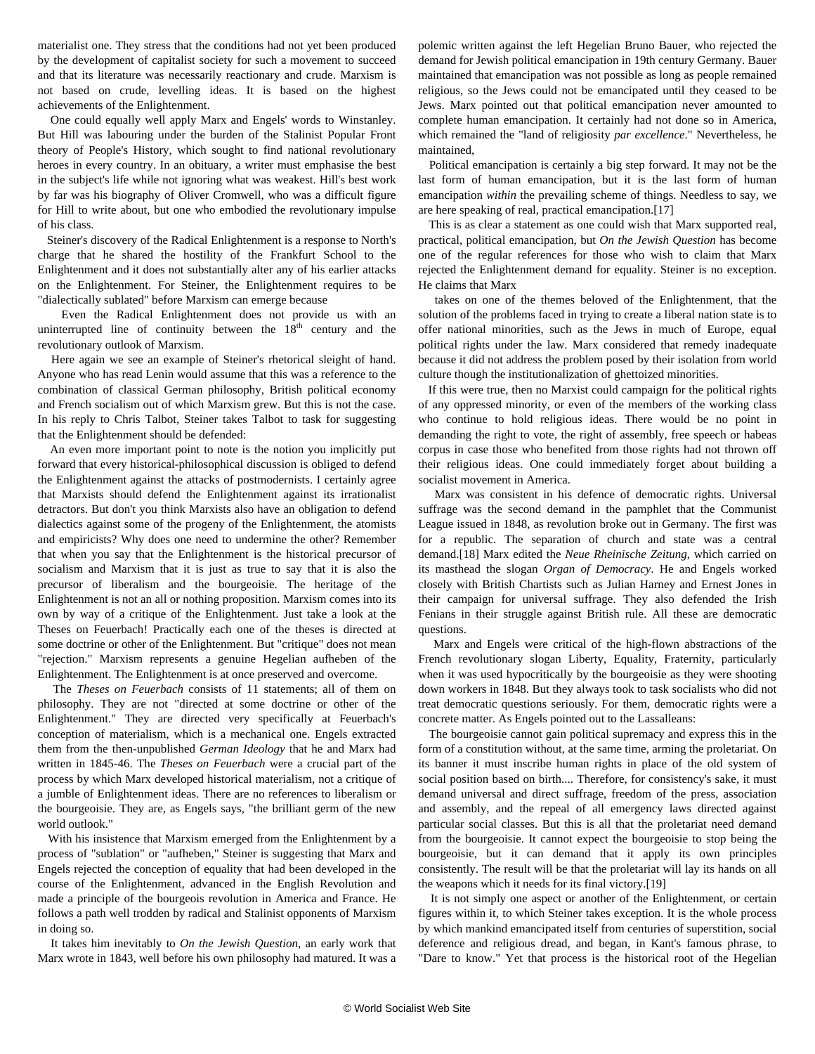materialist one. They stress that the conditions had not yet been produced by the development of capitalist society for such a movement to succeed and that its literature was necessarily reactionary and crude. Marxism is not based on crude, levelling ideas. It is based on the highest achievements of the Enlightenment.

One could equally well apply Marx and Engels' words to Winstanley. But Hill was labouring under the burden of the Stalinist Popular Front theory of People's History, which sought to find national revolutionary heroes in every country. In an obituary, a writer must emphasise the best in the subject's life while not ignoring what was weakest. Hill's best work by far was his biography of Oliver Cromwell, who was a difficult figure for Hill to write about, but one who embodied the revolutionary impulse of his class.

Steiner's discovery of the Radical Enlightenment is a response to North's charge that he shared the hostility of the Frankfurt School to the Enlightenment and it does not substantially alter any of his earlier attacks on the Enlightenment. For Steiner, the Enlightenment requires to be "dialectically sublated" before Marxism can emerge because

> Even the Radical Enlightenment does not provide us with an uninterrupted line of continuity between the 18th century and the revolutionary outlook of Marxism.

Here again we see an example of Steiner's rhetorical sleight of hand. Anyone who has read Lenin would assume that this was a reference to the combination of classical German philosophy, British political economy and French socialism out of which Marxism grew. But this is not the case. In his reply to Chris Talbot, Steiner takes Talbot to task for suggesting that the Enlightenment should be defended:

> An even more important point to note is the notion you implicitly put forward that every historical-philosophical discussion is obliged to defend the Enlightenment against the attacks of postmodernists. I certainly agree that Marxists should defend the Enlightenment against its irrationalist detractors. But don't you think Marxists also have an obligation to defend dialectics against some of the progeny of the Enlightenment, the atomists and empiricists? Why does one need to undermine the other? Remember that when you say that the Enlightenment is the historical precursor of socialism and Marxism that it is just as true to say that it is also the precursor of liberalism and the bourgeoisie. The heritage of the Enlightenment is not an all or nothing proposition. Marxism comes into its own by way of a critique of the Enlightenment. Just take a look at the Theses on Feuerbach! Practically each one of the theses is directed at some doctrine or other of the Enlightenment. But "critique" does not mean "rejection." Marxism represents a genuine Hegelian aufheben of the Enlightenment. The Enlightenment is at once preserved and overcome.

The *Theses on Feuerbach* consists of 11 statements; all of them on philosophy. They are not "directed at some doctrine or other of the Enlightenment." They are directed very specifically at Feuerbach's conception of materialism, which is a mechanical one. Engels extracted them from the then-unpublished *German Ideology* that he and Marx had written in 1845-46. The *Theses on Feuerbach* were a crucial part of the process by which Marx developed historical materialism, not a critique of a jumble of Enlightenment ideas. There are no references to liberalism or the bourgeoisie. They are, as Engels says, "the brilliant germ of the new world outlook."

With his insistence that Marxism emerged from the Enlightenment by a process of "sublation" or "aufheben," Steiner is suggesting that Marx and Engels rejected the conception of equality that had been developed in the course of the Enlightenment, advanced in the English Revolution and made a principle of the bourgeois revolution in America and France. He follows a path well trodden by radical and Stalinist opponents of Marxism in doing so.

It takes him inevitably to *On the Jewish Question*, an early work that Marx wrote in 1843, well before his own philosophy had matured. It was a polemic written against the left Hegelian Bruno Bauer, who rejected the demand for Jewish political emancipation in 19th century Germany. Bauer maintained that emancipation was not possible as long as people remained religious, so the Jews could not be emancipated until they ceased to be Jews. Marx pointed out that political emancipation never amounted to complete human emancipation. It certainly had not done so in America, which remained the "land of religiosity *par excellence*." Nevertheless, he maintained,

> Political emancipation is certainly a big step forward. It may not be the last form of human emancipation, but it is the last form of human emancipation *within* the prevailing scheme of things. Needless to say, we are here speaking of real, practical emancipation.[17]

This is as clear a statement as one could wish that Marx supported real, practical, political emancipation, but *On the Jewish Question* has become one of the regular references for those who wish to claim that Marx rejected the Enlightenment demand for equality. Steiner is no exception. He claims that Marx

> takes on one of the themes beloved of the Enlightenment, that the solution of the problems faced in trying to create a liberal nation state is to offer national minorities, such as the Jews in much of Europe, equal political rights under the law. Marx considered that remedy inadequate because it did not address the problem posed by their isolation from world culture though the institutionalization of ghettoized minorities.

If this were true, then no Marxist could campaign for the political rights of any oppressed minority, or even of the members of the working class who continue to hold religious ideas. There would be no point in demanding the right to vote, the right of assembly, free speech or habeas corpus in case those who benefited from those rights had not thrown off their religious ideas. One could immediately forget about building a socialist movement in America.

Marx was consistent in his defence of democratic rights. Universal suffrage was the second demand in the pamphlet that the Communist League issued in 1848, as revolution broke out in Germany. The first was for a republic. The separation of church and state was a central demand.[18] Marx edited the *Neue Rheinische Zeitung*, which carried on its masthead the slogan *Organ of Democracy*. He and Engels worked closely with British Chartists such as Julian Harney and Ernest Jones in their campaign for universal suffrage. They also defended the Irish Fenians in their struggle against British rule. All these are democratic questions.

Marx and Engels were critical of the high-flown abstractions of the French revolutionary slogan Liberty, Equality, Fraternity, particularly when it was used hypocritically by the bourgeoisie as they were shooting down workers in 1848. But they always took to task socialists who did not treat democratic questions seriously. For them, democratic rights were a concrete matter. As Engels pointed out to the Lassalleans:

> The bourgeoisie cannot gain political supremacy and express this in the form of a constitution without, at the same time, arming the proletariat. On its banner it must inscribe human rights in place of the old system of social position based on birth.... Therefore, for consistency's sake, it must demand universal and direct suffrage, freedom of the press, association and assembly, and the repeal of all emergency laws directed against particular social classes. But this is all that the proletariat need demand from the bourgeoisie. It cannot expect the bourgeoisie to stop being the bourgeoisie, but it can demand that it apply its own principles consistently. The result will be that the proletariat will lay its hands on all the weapons which it needs for its final victory.[19]

It is not simply one aspect or another of the Enlightenment, or certain figures within it, to which Steiner takes exception. It is the whole process by which mankind emancipated itself from centuries of superstition, social deference and religious dread, and began, in Kant's famous phrase, to "Dare to know." Yet that process is the historical root of the Hegelian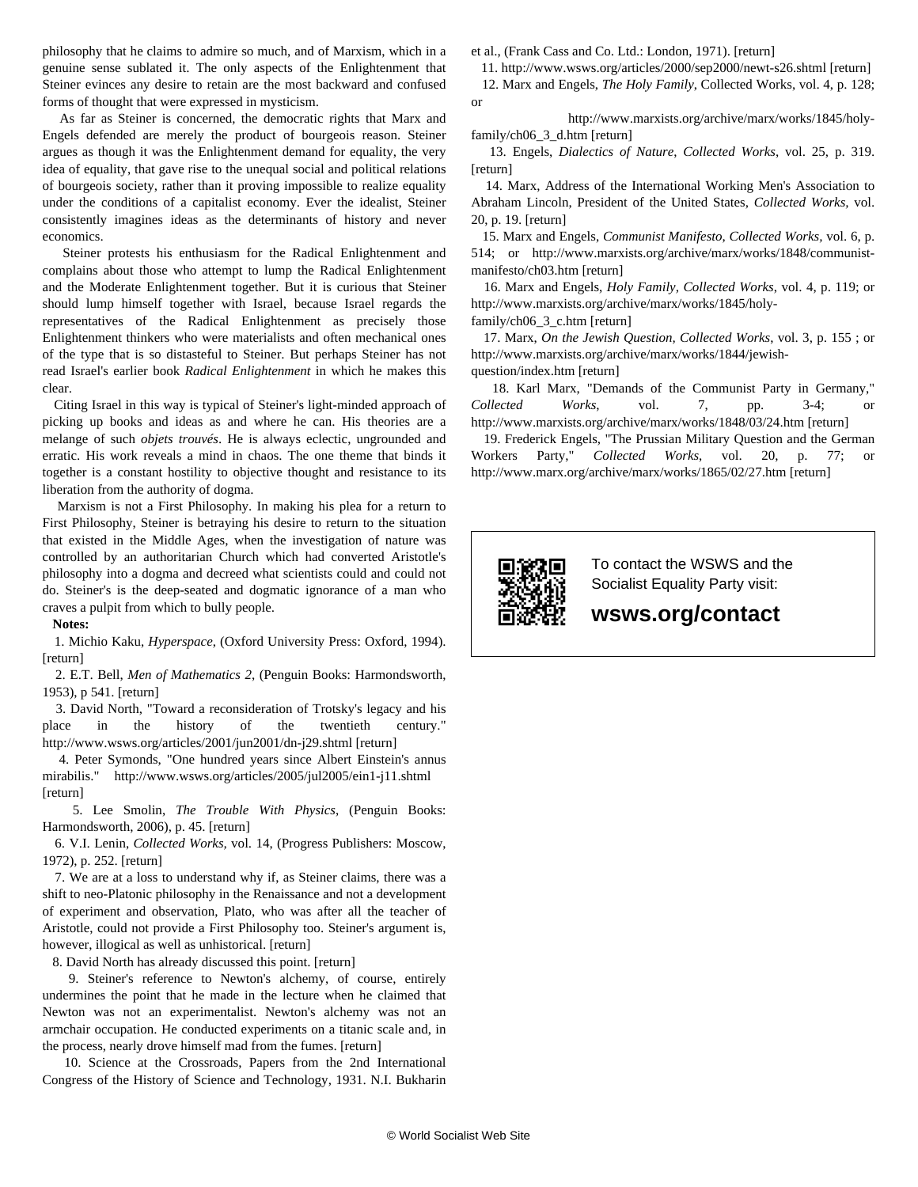philosophy that he claims to admire so much, and of Marxism, which in a genuine sense sublated it. The only aspects of the Enlightenment that Steiner evinces any desire to retain are the most backward and confused forms of thought that were expressed in mysticism.

As far as Steiner is concerned, the democratic rights that Marx and Engels defended are merely the product of bourgeois reason. Steiner argues as though it was the Enlightenment demand for equality, the very idea of equality, that gave rise to the unequal social and political relations of bourgeois society, rather than it proving impossible to realize equality under the conditions of a capitalist economy. Ever the idealist, Steiner consistently imagines ideas as the determinants of history and never economics.

Steiner protests his enthusiasm for the Radical Enlightenment and complains about those who attempt to lump the Radical Enlightenment and the Moderate Enlightenment together. But it is curious that Steiner should lump himself together with Israel, because Israel regards the representatives of the Radical Enlightenment as precisely those Enlightenment thinkers who were materialists and often mechanical ones of the type that is so distasteful to Steiner. But perhaps Steiner has not read Israel's earlier book *Radical Enlightenment* in which he makes this clear.

Citing Israel in this way is typical of Steiner's light-minded approach of picking up books and ideas as and where he can. His theories are a melange of such *objets trouvés*. He is always eclectic, ungrounded and erratic. His work reveals a mind in chaos. The one theme that binds it together is a constant hostility to objective thought and resistance to its liberation from the authority of dogma.

Marxism is not a First Philosophy. In making his plea for a return to First Philosophy, Steiner is betraying his desire to return to the situation that existed in the Middle Ages, when the investigation of nature was controlled by an authoritarian Church which had converted Aristotle's philosophy into a dogma and decreed what scientists could and could not do. Steiner's is the deep-seated and dogmatic ignorance of a man who craves a pulpit from which to bully people.

**Notes:**

1. Michio Kaku, *Hyperspace*, (Oxford University Press: Oxford, 1994). [return]

2. E.T. Bell, *Men of Mathematics 2*, (Penguin Books: Harmondsworth, 1953), p 541. [return]

3. David North, "Toward a reconsideration of Trotsky's legacy and his place in the history of the twentieth century." http://www.wsws.org/articles/2001/jun2001/dn-j29.shtml [return]

4. Peter Symonds, "One hundred years since Albert Einstein's annus mirabilis." http://www.wsws.org/articles/2005/jul2005/ein1-j11.shtml [return]

5. Lee Smolin, *The Trouble With Physics*, (Penguin Books: Harmondsworth, 2006), p. 45. [return]

6. V.I. Lenin, *Collected Works,* vol. 14, (Progress Publishers: Moscow, 1972), p. 252. [return]

7. We are at a loss to understand why if, as Steiner claims, there was a shift to neo-Platonic philosophy in the Renaissance and not a development of experiment and observation, Plato, who was after all the teacher of Aristotle, could not provide a First Philosophy too. Steiner's argument is, however, illogical as well as unhistorical. [return]

8. David North has already discussed this point. [return]

9. Steiner's reference to Newton's alchemy, of course, entirely undermines the point that he made in the lecture when he claimed that Newton was not an experimentalist. Newton's alchemy was not an armchair occupation. He conducted experiments on a titanic scale and, in the process, nearly drove himself mad from the fumes. [return]

10. Science at the Crossroads, Papers from the 2nd International Congress of the History of Science and Technology, 1931. N.I. Bukharin et al., (Frank Cass and Co. Ltd.: London, 1971). [return]

11. http://www.wsws.org/articles/2000/sep2000/newt-s26.shtml [return]

12. Marx and Engels, *The Holy Family*, Collected Works, vol. 4, p. 128; or http://www.marxists.org/archive/marx/works/1845/holy-family/ch06_3_d.htm [return]

13. Engels, *Dialectics of Nature*, *Collected Works*, vol. 25, p. 319. [return]

14. Marx, Address of the International Working Men's Association to Abraham Lincoln, President of the United States, *Collected Works,* vol. 20, p. 19. [return]

15. Marx and Engels, *Communist Manifesto, Collected Works,* vol. 6, p. 514; or http://www.marxists.org/archive/marx/works/1848/communist-manifesto/ch03.htm [return]

16. Marx and Engels, *Holy Family, Collected Works,* vol. 4, p. 119; or http://www.marxists.org/archive/marx/works/1845/holy-family/ch06_3_c.htm [return]

17. Marx, *On the Jewish Question, Collected Works*, vol. 3, p. 155 ; or http://www.marxists.org/archive/marx/works/1844/jewish-question/index.htm [return]

18. Karl Marx, "Demands of the Communist Party in Germany," *Collected Works*, vol. 7, pp. 3-4; or http://www.marxists.org/archive/marx/works/1848/03/24.htm [return]

19. Frederick Engels, "The Prussian Military Question and the German Workers Party," *Collected Works*, vol. 20, p. 77; or http://www.marx.org/archive/marx/works/1865/02/27.htm [return]

To contact the WSWS and the Socialist Equality Party visit:

**wsws.org/contact**